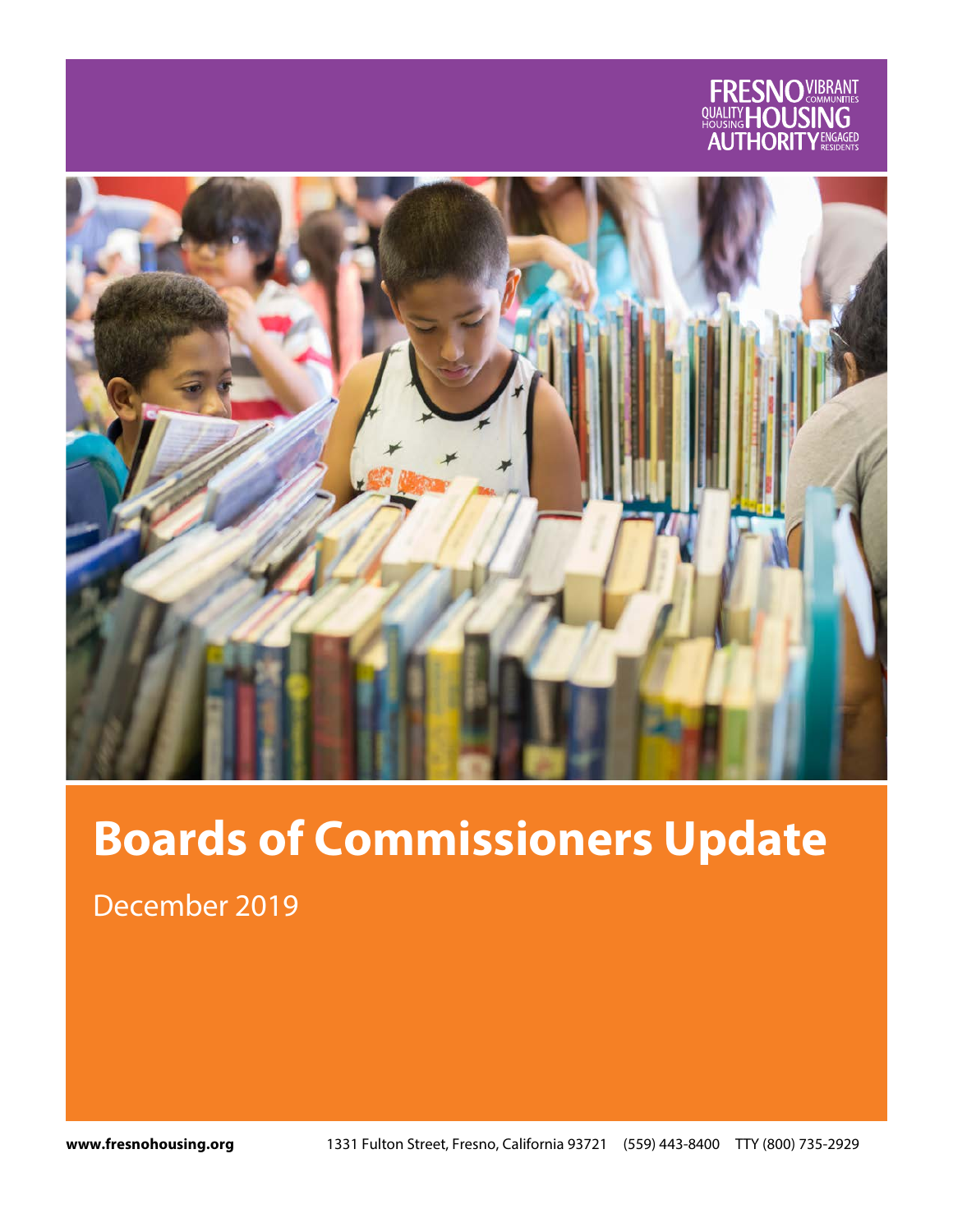FRESNO VIBRANT COMMUNITIES
QUALITY HOUSING HOUSING
AUTHORITY ENGAGED RESIDENTS

# Boards of Commissioners Update

December 2019

**www.fresnohousing.org** 1331 Fulton Street, Fresno, California 93721 (559) 443-8400 TTY (800) 735-2929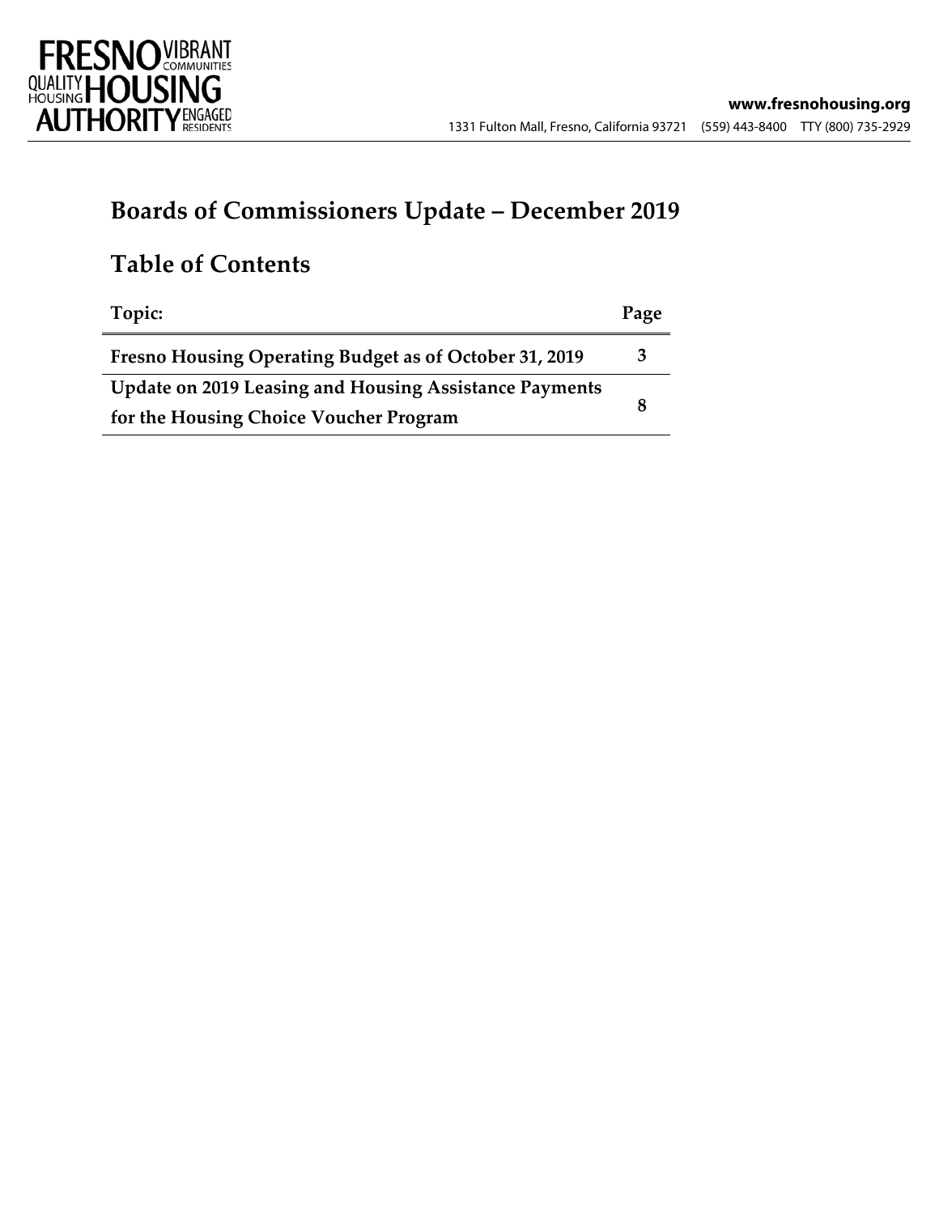## Boards of Commissioners Update – December 2019

## Table of Contents

| Topic: | Page |
|---|---|
| **Fresno Housing Operating Budget as of October 31, 2019** | **3** |
| **Update on 2019 Leasing and Housing Assistance Payments for the Housing Choice Voucher Program** | **8** |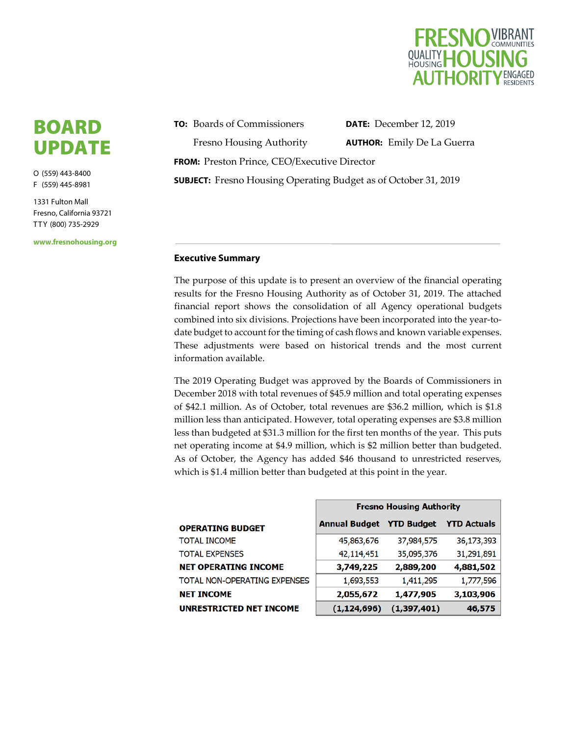# BOARD UPDATE

O (559) 443-8400
F (559) 445-8981

1331 Fulton Mall
Fresno, California 93721
TTY (800) 735-2929

www.fresnohousing.org

**TO:** Boards of Commissioners
Fresno Housing Authority

**DATE:** December 12, 2019

**AUTHOR:** Emily De La Guerra

**FROM:** Preston Prince, CEO/Executive Director

**SUBJECT:** Fresno Housing Operating Budget as of October 31, 2019

---

**Executive Summary**

The purpose of this update is to present an overview of the financial operating results for the Fresno Housing Authority as of October 31, 2019. The attached financial report shows the consolidation of all Agency operational budgets combined into six divisions. Projections have been incorporated into the year-to-date budget to account for the timing of cash flows and known variable expenses. These adjustments were based on historical trends and the most current information available.

The 2019 Operating Budget was approved by the Boards of Commissioners in December 2018 with total revenues of $45.9 million and total operating expenses of $42.1 million. As of October, total revenues are $36.2 million, which is $1.8 million less than anticipated. However, total operating expenses are $3.8 million less than budgeted at $31.3 million for the first ten months of the year. This puts net operating income at $4.9 million, which is $2 million better than budgeted. As of October, the Agency has added $46 thousand to unrestricted reserves, which is $1.4 million better than budgeted at this point in the year.

| | Fresno Housing Authority | | |
|---|---|---|---|
| **OPERATING BUDGET** | **Annual Budget** | **YTD Budget** | **YTD Actuals** |
| TOTAL INCOME | 45,863,676 | 37,984,575 | 36,173,393 |
| TOTAL EXPENSES | 42,114,451 | 35,095,376 | 31,291,891 |
| **NET OPERATING INCOME** | **3,749,225** | **2,889,200** | **4,881,502** |
| TOTAL NON-OPERATING EXPENSES | 1,693,553 | 1,411,295 | 1,777,596 |
| **NET INCOME** | **2,055,672** | **1,477,905** | **3,103,906** |
| **UNRESTRICTED NET INCOME** | **(1,124,696)** | **(1,397,401)** | **46,575** |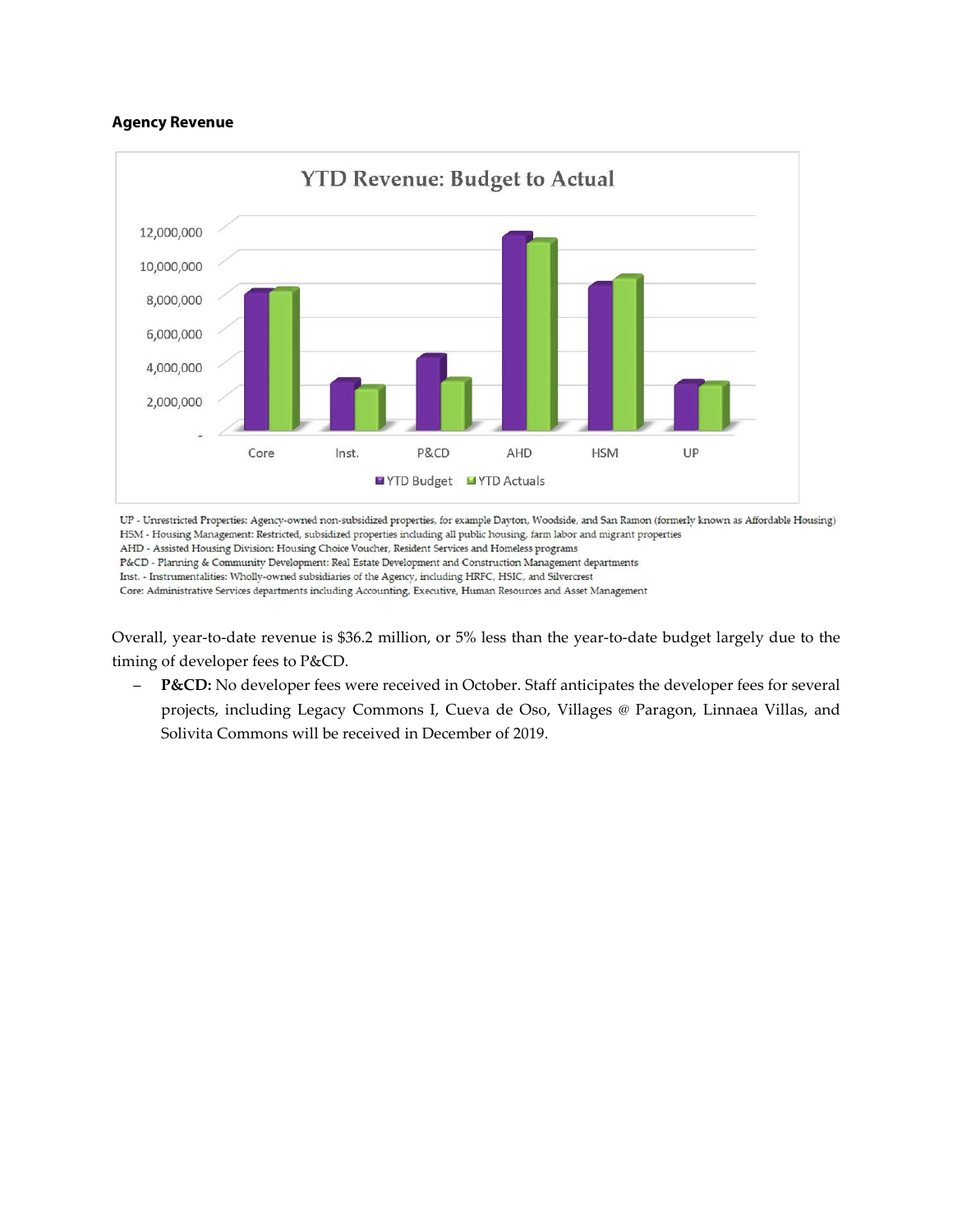**Agency Revenue**

YTD Revenue: Budget to Actual

12,000,000
10,000,000
8,000,000
6,000,000
4,000,000
2,000,000
-

Core
Inst.
P&CD
AHD
HSM
UP

YTD Budget
YTD Actuals

UP - Unrestricted Properties: Agency-owned non-subsidized properties, for example Dayton, Woodside, and San Ramon (formerly known as Affordable Housing)
HSM - Housing Management: Restricted, subsidized properties including all public housing, farm labor and migrant properties
AHD - Assisted Housing Division: Housing Choice Voucher, Resident Services and Homeless programs
P&CD - Planning & Community Development: Real Estate Development and Construction Management departments
Inst. - Instrumentalities: Wholly-owned subsidiaries of the Agency, including HRFC, HSIC, and Silvercrest
Core: Administrative Services departments including Accounting, Executive, Human Resources and Asset Management

Overall, year-to-date revenue is $36.2 million, or 5% less than the year-to-date budget largely due to the timing of developer fees to P&CD.

- **P&CD:** No developer fees were received in October. Staff anticipates the developer fees for several projects, including Legacy Commons I, Cueva de Oso, Villages @ Paragon, Linnaea Villas, and Solivita Commons will be received in December of 2019.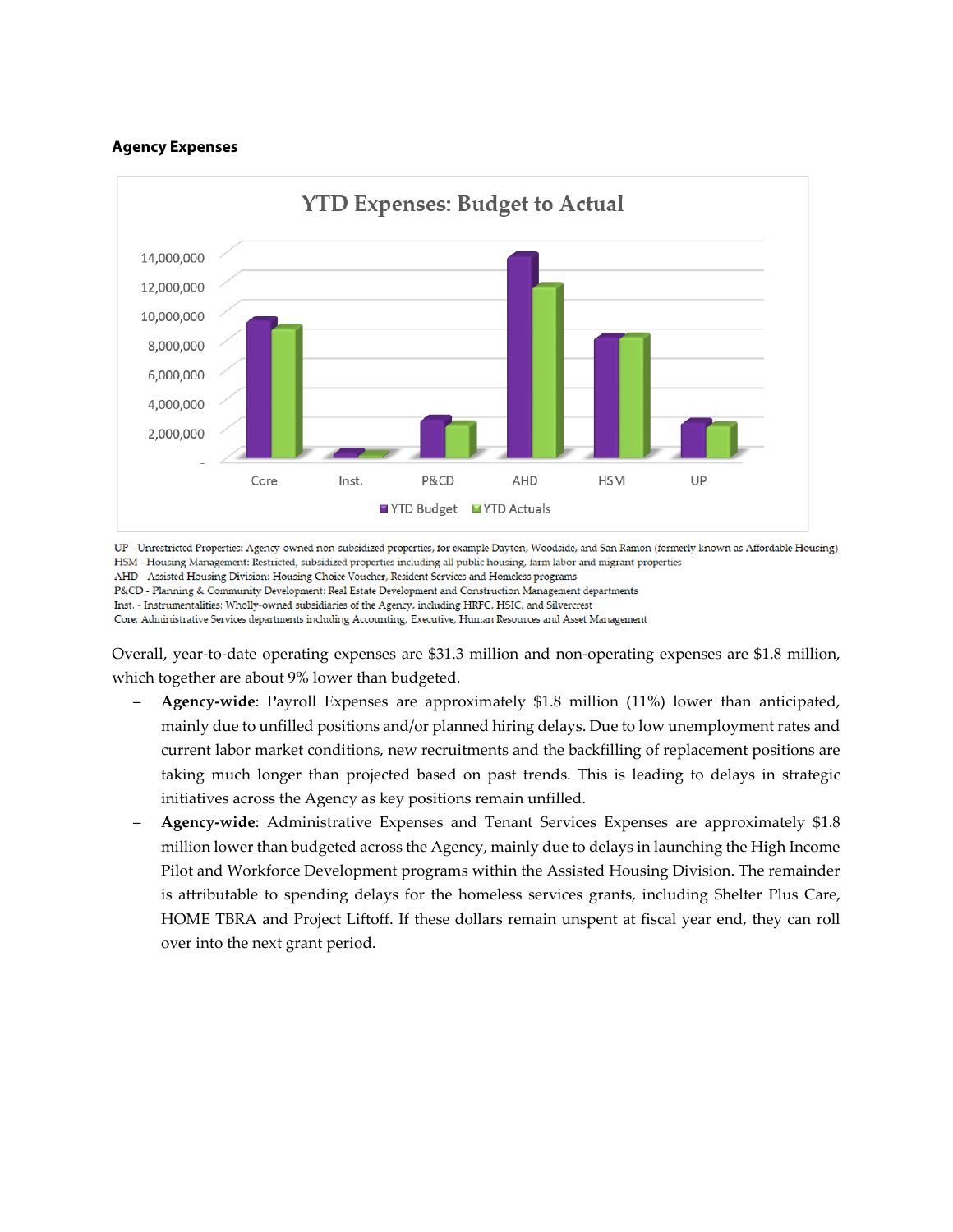**Agency Expenses**

YTD Expenses: Budget to Actual

14,000,000
12,000,000
10,000,000
8,000,000
6,000,000
4,000,000
2,000,000
-

Core
Inst.
P&CD
AHD
HSM
UP

YTD Budget
YTD Actuals

UP - Unrestricted Properties: Agency-owned non-subsidized properties, for example Dayton, Woodside, and San Ramon (formerly known as Affordable Housing)
HSM - Housing Management: Restricted, subsidized properties including all public housing, farm labor and migrant properties
AHD - Assisted Housing Division: Housing Choice Voucher, Resident Services and Homeless programs
P&CD - Planning & Community Development: Real Estate Development and Construction Management departments
Inst. - Instrumentalities: Wholly-owned subsidiaries of the Agency, including HRFC, HSIC, and Silvercrest
Core: Administrative Services departments including Accounting, Executive, Human Resources and Asset Management

Overall, year-to-date operating expenses are $31.3 million and non-operating expenses are $1.8 million, which together are about 9% lower than budgeted.

- **Agency-wide**: Payroll Expenses are approximately $1.8 million (11%) lower than anticipated, mainly due to unfilled positions and/or planned hiring delays. Due to low unemployment rates and current labor market conditions, new recruitments and the backfilling of replacement positions are taking much longer than projected based on past trends. This is leading to delays in strategic initiatives across the Agency as key positions remain unfilled.
- **Agency-wide**: Administrative Expenses and Tenant Services Expenses are approximately $1.8 million lower than budgeted across the Agency, mainly due to delays in launching the High Income Pilot and Workforce Development programs within the Assisted Housing Division. The remainder is attributable to spending delays for the homeless services grants, including Shelter Plus Care, HOME TBRA and Project Liftoff. If these dollars remain unspent at fiscal year end, they can roll over into the next grant period.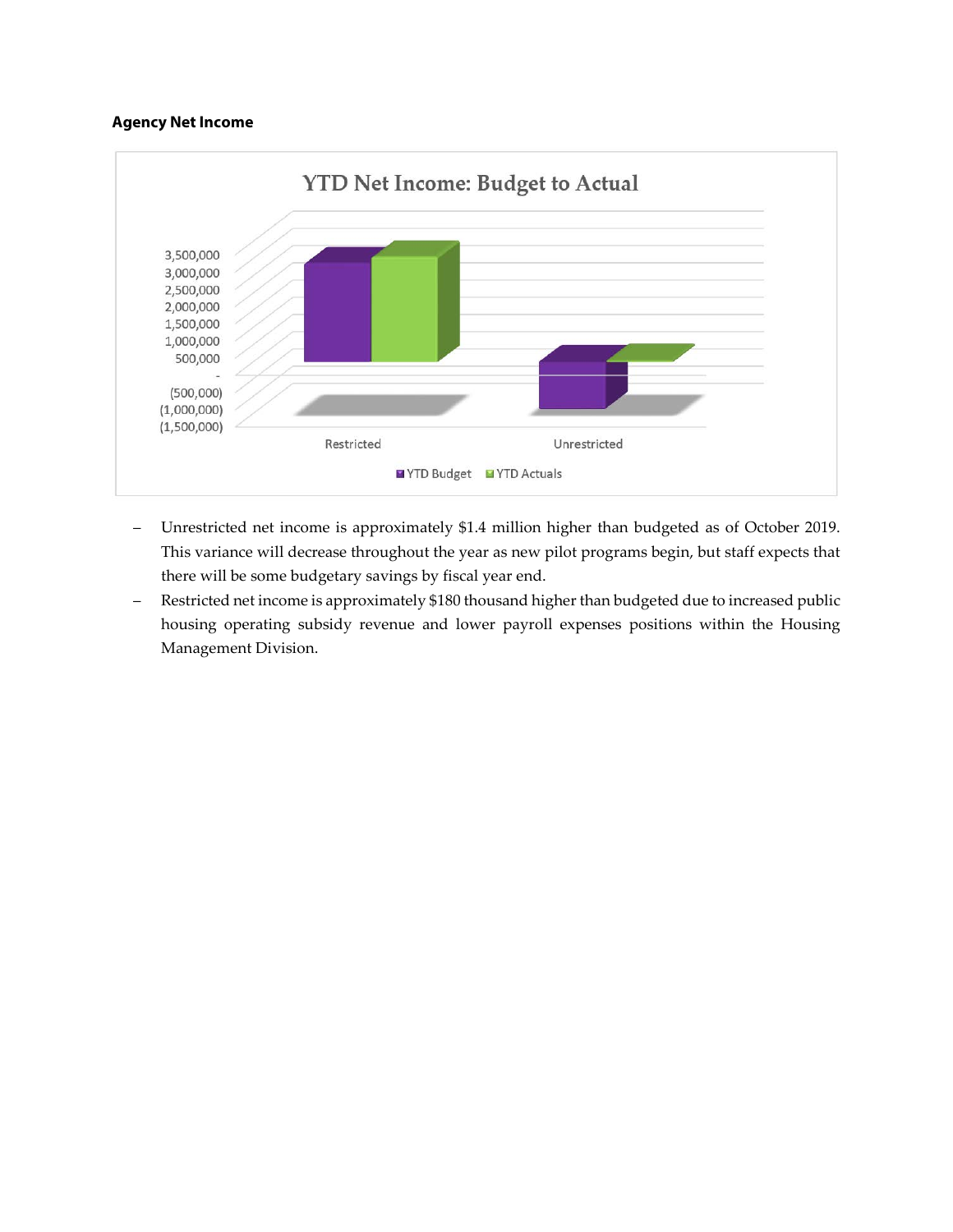**Agency Net Income**

YTD Net Income: Budget to Actual

3,500,000
3,000,000
2,500,000
2,000,000
1,500,000
1,000,000
500,000
-
(500,000)
(1,000,000)
(1,500,000)

Restricted
Unrestricted

YTD Budget
YTD Actuals

- Unrestricted net income is approximately $1.4 million higher than budgeted as of October 2019. This variance will decrease throughout the year as new pilot programs begin, but staff expects that there will be some budgetary savings by fiscal year end.
- Restricted net income is approximately $180 thousand higher than budgeted due to increased public housing operating subsidy revenue and lower payroll expenses positions within the Housing Management Division.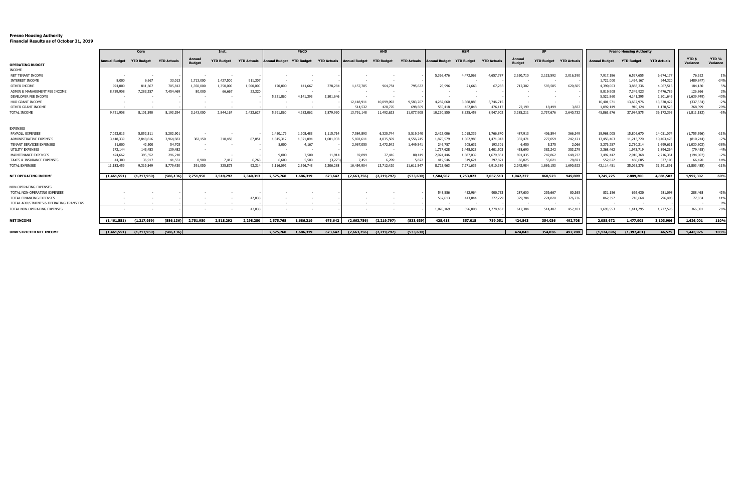**Fresno Housing Authority**
**Financial Results as of October 31, 2019**

| | Core | | | Inst. | | | P&CD | | | AHD | | | HSM | | | UP | | | Fresno Housing Authority | | | | |
|---|---|---|---|---|---|---|---|---|---|---|---|---|---|---|---|---|---|---|---|---|---|---|---|
| **OPERATING BUDGET** | Annual Budget | YTD Budget | YTD Actuals | Annual Budget | YTD Budget | YTD Actuals | Annual Budget | YTD Budget | YTD Actuals | Annual Budget | YTD Budget | YTD Actuals | Annual Budget | YTD Budget | YTD Actuals | Annual Budget | YTD Budget | YTD Actuals | Annual Budget | YTD Budget | YTD Actuals | YTD $ Variance | YTD % Variance |
| INCOME | | | | | | | | | | | | | | | | | | | | | | | |
| NET TENANT INCOME | - | - | - | - | - | - | - | - | - | - | - | - | 5,366,476 | 4,472,063 | 4,657,787 | 2,550,710 | 2,125,592 | 2,016,390 | 7,917,186 | 6,597,655 | 6,674,177 | 76,522 | 1% |
| INTEREST INCOME | 8,000 | 6,667 | 33,013 | 1,713,000 | 1,427,500 | 911,307 | - | - | - | - | - | - | - | - | - | - | - | - | 1,721,000 | 1,434,167 | 944,320 | (489,847) | -34% |
| OTHER INCOME | 974,000 | 811,667 | 705,812 | 1,350,000 | 1,350,000 | 1,500,000 | 170,000 | 141,667 | 378,284 | 1,157,705 | 964,754 | 795,632 | 25,996 | 21,663 | 67,283 | 712,302 | 593,585 | 620,505 | 4,390,003 | 3,883,336 | 4,067,516 | 184,180 | 5% |
| ADMIN & MANAGEMENT FEE INCOME | 8,739,908 | 7,283,257 | 7,454,469 | 80,000 | 66,667 | 22,320 | - | - | - | - | - | - | - | - | - | - | - | - | 8,819,908 | 7,349,923 | 7,476,789 | 126,866 | 2% |
| DEVELOPER FEE INCOME | - | - | - | - | - | - | 5,521,860 | 4,141,395 | 2,501,646 | - | - | - | - | - | - | - | - | - | 5,521,860 | 4,141,395 | 2,501,646 | (1,639,749) | -40% |
| HUD GRANT INCOME | - | - | - | - | - | - | - | - | - | 12,118,911 | 10,099,092 | 9,583,707 | 4,282,660 | 3,568,883 | 3,746,715 | - | - | - | 16,401,571 | 13,667,976 | 13,330,422 | (337,554) | -2% |
| OTHER GRANT INCOME | - | - | - | - | - | - | - | - | - | 514,532 | 428,776 | 698,569 | 555,418 | 462,848 | 476,117 | 22,199 | 18,499 | 3,837 | 1,092,149 | 910,124 | 1,178,523 | 268,399 | 29% |
| TOTAL INCOME | 9,721,908 | 8,101,590 | 8,193,294 | 3,143,000 | 2,844,167 | 2,433,627 | 5,691,860 | 4,283,062 | 2,879,930 | 13,791,148 | 11,492,623 | 11,077,908 | 10,230,550 | 8,525,458 | 8,947,902 | 3,285,211 | 2,737,676 | 2,640,732 | 45,863,676 | 37,984,575 | 36,173,393 | (1,811,182) | -5% |
| EXPENSES | | | | | | | | | | | | | | | | | | | | | | | |
| PAYROLL EXPENSES | 7,023,013 | 5,852,511 | 5,282,901 | - | - | - | 1,450,179 | 1,208,483 | 1,115,714 | 7,584,893 | 6,320,744 | 5,519,240 | 2,422,006 | 2,018,339 | 1,766,870 | 487,913 | 406,594 | 366,349 | 18,968,005 | 15,806,670 | 14,051,074 | (1,755,596) | -11% |
| ADMINISTRATIVE EXPENSES | 3,418,339 | 2,848,616 | 2,964,583 | 382,150 | 318,458 | 87,051 | 1,645,312 | 1,371,094 | 1,081,933 | 5,802,611 | 4,835,509 | 4,556,745 | 1,875,579 | 1,562,983 | 1,471,043 | 332,471 | 277,059 | 242,121 | 13,456,463 | 11,213,720 | 10,403,476 | (810,244) | -7% |
| TENANT SERVICES EXPENSES | 51,000 | 42,500 | 54,703 | - | - | - | 5,000 | 4,167 | - | 2,967,050 | 2,472,542 | 1,449,541 | 246,757 | 205,631 | 193,301 | 6,450 | 5,375 | 2,066 | 3,276,257 | 2,730,214 | 1,699,611 | (1,030,603) | -38% |
| UTILITY EXPENSES | 172,144 | 143,453 | 139,482 | - | - | - | - | - | - | - | - | - | 1,737,628 | 1,448,023 | 1,401,503 | 458,690 | 382,242 | 353,279 | 2,368,462 | 1,973,719 | 1,894,264 | (79,455) | -4% |
| MAINTENANCE EXPENSES | 474,662 | 395,552 | 296,210 | - | - | - | 9,000 | 7,500 | 11,914 | 92,899 | 77,416 | 80,149 | 2,024,446 | 1,687,039 | 1,679,851 | 891,435 | 742,862 | 648,237 | 3,492,442 | 2,910,368 | 2,716,361 | (194,007) | -7% |
| TAXES & INSURANCE EXPENSES | 44,300 | 36,917 | 41,551 | 8,900 | 7,417 | 6,263 | 6,600 | 5,500 | (3,273) | 7,451 | 6,209 | 5,872 | 419,546 | 349,621 | 397,821 | 66,025 | 55,021 | 78,871 | 552,822 | 460,685 | 527,105 | 66,420 | 14% |
| TOTAL EXPENSES | 11,183,459 | 9,319,549 | 8,779,430 | 391,050 | 325,875 | 93,314 | 3,116,092 | 2,596,743 | 2,206,288 | 16,454,904 | 13,712,420 | 11,611,547 | 8,725,963 | 7,271,636 | 6,910,389 | 2,242,984 | 1,869,153 | 1,690,923 | 42,114,451 | 35,095,376 | 31,291,891 | (3,803,485) | -11% |
| **NET OPERATING INCOME** | **(1,461,551)** | **(1,217,959)** | **(586,136)** | **2,751,950** | **2,518,292** | **2,340,313** | **2,575,768** | **1,686,319** | **673,642** | **(2,663,756)** | **(2,219,797)** | **(533,639)** | **1,504,587** | **1,253,823** | **2,037,513** | **1,042,227** | **868,523** | **949,809** | **3,749,225** | **2,889,200** | **4,881,502** | **1,992,302** | **69%** |
| NON-OPERATING EXPENSES | | | | | | | | | | | | | | | | | | | | | | | |
| TOTAL NON-OPERATING EXPENSES | - | - | - | - | - | - | - | - | - | - | - | - | 543,556 | 452,964 | 900,733 | 287,600 | 239,667 | 80,365 | 831,156 | 692,630 | 981,098 | 288,468 | 42% |
| TOTAL FINANCING EXPENSES | - | - | - | - | - | 42,033 | - | - | - | - | - | - | 532,613 | 443,844 | 377,729 | 329,784 | 274,820 | 376,736 | 862,397 | 718,664 | 796,498 | 77,834 | 11% |
| TOTAL ADJUSTMENTS & OPERATING TRANSFERS | - | - | - | - | - | - | - | - | - | - | - | - | - | - | - | - | - | - | - | - | - | - | 0% |
| TOTAL NON-OPERATING EXPENSES | - | - | - | - | - | 42,033 | - | - | - | - | - | - | 1,076,169 | 896,808 | 1,278,462 | 617,384 | 514,487 | 457,101 | 1,693,553 | 1,411,295 | 1,777,596 | 366,301 | 26% |
| **NET INCOME** | **(1,461,551)** | **(1,217,959)** | **(586,136)** | **2,751,950** | **2,518,292** | **2,298,280** | **2,575,768** | **1,686,319** | **673,642** | **(2,663,756)** | **(2,219,797)** | **(533,639)** | **428,418** | **357,015** | **759,051** | **424,843** | **354,036** | **492,708** | **2,055,672** | **1,477,905** | **3,103,906** | **1,626,001** | **110%** |
| **UNRESTRICTED NET INCOME** | **(1,461,551)** | **(1,217,959)** | **(586,136)** | | | | **2,575,768** | **1,686,319** | **673,642** | **(2,663,756)** | **(2,219,797)** | **(533,639)** | | | | **424,843** | **354,036** | **492,708** | **(1,124,696)** | **(1,397,401)** | **46,575** | **1,443,976** | **103%** |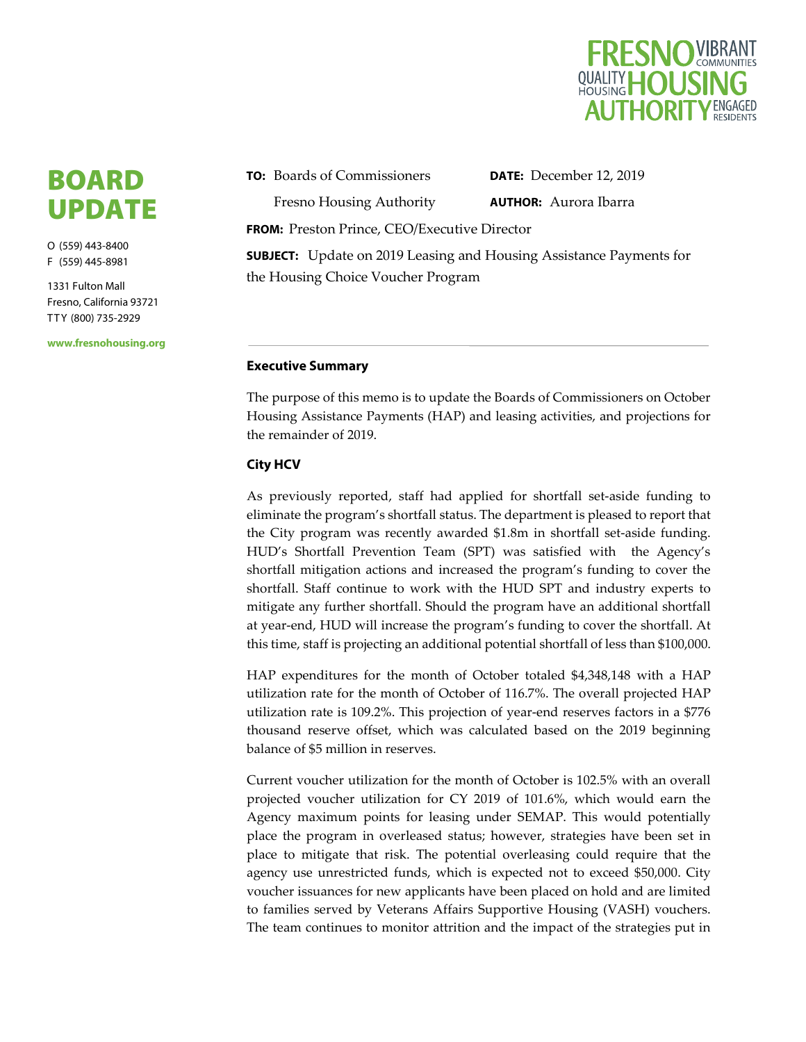# BOARD UPDATE

O (559) 443-8400
F (559) 445-8981

1331 Fulton Mall
Fresno, California 93721
TTY (800) 735-2929

www.fresnohousing.org

**TO:** Boards of Commissioners
Fresno Housing Authority

**DATE:** December 12, 2019

**AUTHOR:** Aurora Ibarra

**FROM:** Preston Prince, CEO/Executive Director

**SUBJECT:** Update on 2019 Leasing and Housing Assistance Payments for the Housing Choice Voucher Program

---

**Executive Summary**

The purpose of this memo is to update the Boards of Commissioners on October Housing Assistance Payments (HAP) and leasing activities, and projections for the remainder of 2019.

**City HCV**

As previously reported, staff had applied for shortfall set-aside funding to eliminate the program's shortfall status. The department is pleased to report that the City program was recently awarded $1.8m in shortfall set-aside funding. HUD's Shortfall Prevention Team (SPT) was satisfied with the Agency's shortfall mitigation actions and increased the program's funding to cover the shortfall. Staff continue to work with the HUD SPT and industry experts to mitigate any further shortfall. Should the program have an additional shortfall at year-end, HUD will increase the program's funding to cover the shortfall. At this time, staff is projecting an additional potential shortfall of less than $100,000.

HAP expenditures for the month of October totaled $4,348,148 with a HAP utilization rate for the month of October of 116.7%. The overall projected HAP utilization rate is 109.2%. This projection of year-end reserves factors in a $776 thousand reserve offset, which was calculated based on the 2019 beginning balance of $5 million in reserves.

Current voucher utilization for the month of October is 102.5% with an overall projected voucher utilization for CY 2019 of 101.6%, which would earn the Agency maximum points for leasing under SEMAP. This would potentially place the program in overleased status; however, strategies have been set in place to mitigate that risk. The potential overleasing could require that the agency use unrestricted funds, which is expected not to exceed $50,000. City voucher issuances for new applicants have been placed on hold and are limited to families served by Veterans Affairs Supportive Housing (VASH) vouchers. The team continues to monitor attrition and the impact of the strategies put in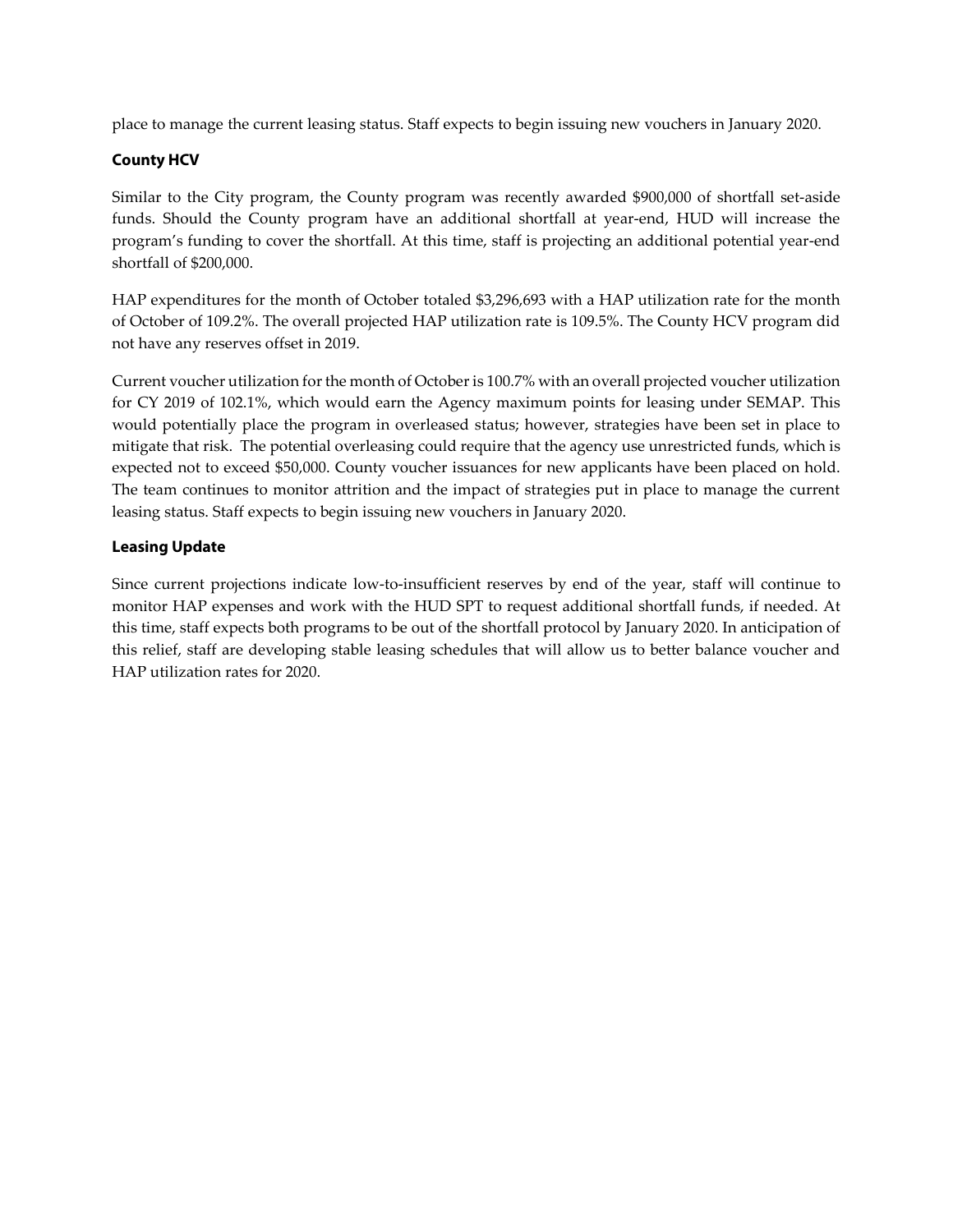place to manage the current leasing status. Staff expects to begin issuing new vouchers in January 2020.

### County HCV

Similar to the City program, the County program was recently awarded $900,000 of shortfall set-aside funds. Should the County program have an additional shortfall at year-end, HUD will increase the program's funding to cover the shortfall. At this time, staff is projecting an additional potential year-end shortfall of $200,000.

HAP expenditures for the month of October totaled $3,296,693 with a HAP utilization rate for the month of October of 109.2%. The overall projected HAP utilization rate is 109.5%. The County HCV program did not have any reserves offset in 2019.

Current voucher utilization for the month of October is 100.7% with an overall projected voucher utilization for CY 2019 of 102.1%, which would earn the Agency maximum points for leasing under SEMAP. This would potentially place the program in overleased status; however, strategies have been set in place to mitigate that risk. The potential overleasing could require that the agency use unrestricted funds, which is expected not to exceed $50,000. County voucher issuances for new applicants have been placed on hold. The team continues to monitor attrition and the impact of strategies put in place to manage the current leasing status. Staff expects to begin issuing new vouchers in January 2020.

### Leasing Update

Since current projections indicate low-to-insufficient reserves by end of the year, staff will continue to monitor HAP expenses and work with the HUD SPT to request additional shortfall funds, if needed. At this time, staff expects both programs to be out of the shortfall protocol by January 2020. In anticipation of this relief, staff are developing stable leasing schedules that will allow us to better balance voucher and HAP utilization rates for 2020.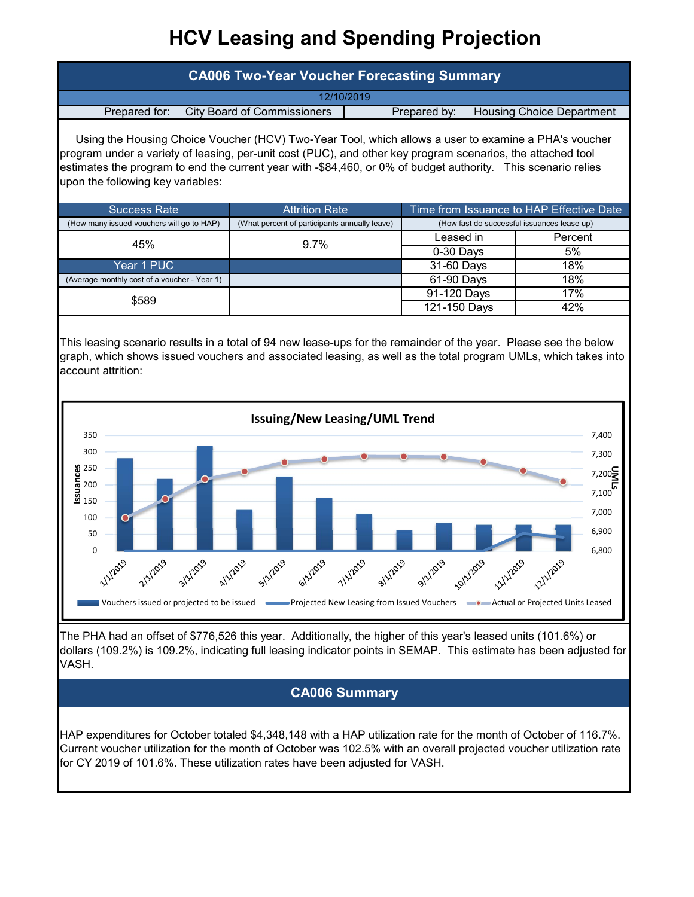# HCV Leasing and Spending Projection

## CA006 Two-Year Voucher Forecasting Summary

12/10/2019

| Prepared for: | City Board of Commissioners | Prepared by: | Housing Choice Department |
|---|---|---|---|

Using the Housing Choice Voucher (HCV) Two-Year Tool, which allows a user to examine a PHA's voucher program under a variety of leasing, per-unit cost (PUC), and other key program scenarios, the attached tool estimates the program to end the current year with -$84,460, or 0% of budget authority. This scenario relies upon the following key variables:

| Success Rate | Attrition Rate | Time from Issuance to HAP Effective Date | |
|---|---|---|---|
| (How many issued vouchers will go to HAP) | (What percent of participants annually leave) | (How fast do successful issuances lease up) | |
| 45% | 9.7% | Leased in | Percent |
| | | 0-30 Days | 5% |
| Year 1 PUC | | 31-60 Days | 18% |
| (Average monthly cost of a voucher - Year 1) | | 61-90 Days | 18% |
| $589 | | 91-120 Days | 17% |
| | | 121-150 Days | 42% |

This leasing scenario results in a total of 94 new lease-ups for the remainder of the year. Please see the below graph, which shows issued vouchers and associated leasing, as well as the total program UMLs, which takes into account attrition:

Issuing/New Leasing/UML Trend

Issuances: 0, 50, 100, 150, 200, 250, 300, 350

UMLs: 6,800, 6,900, 7,000, 7,100, 7,200, 7,300, 7,400

1/1/2019, 2/1/2019, 3/1/2019, 4/1/2019, 5/1/2019, 6/1/2019, 7/1/2019, 8/1/2019, 9/1/2019, 10/1/2019, 11/1/2019, 12/1/2019

Vouchers issued or projected to be issued — Projected New Leasing from Issued Vouchers — Actual or Projected Units Leased

The PHA had an offset of $776,526 this year. Additionally, the higher of this year's leased units (101.6%) or dollars (109.2%) is 109.2%, indicating full leasing indicator points in SEMAP. This estimate has been adjusted for VASH.

## CA006 Summary

HAP expenditures for October totaled $4,348,148 with a HAP utilization rate for the month of October of 116.7%. Current voucher utilization for the month of October was 102.5% with an overall projected voucher utilization rate for CY 2019 of 101.6%. These utilization rates have been adjusted for VASH.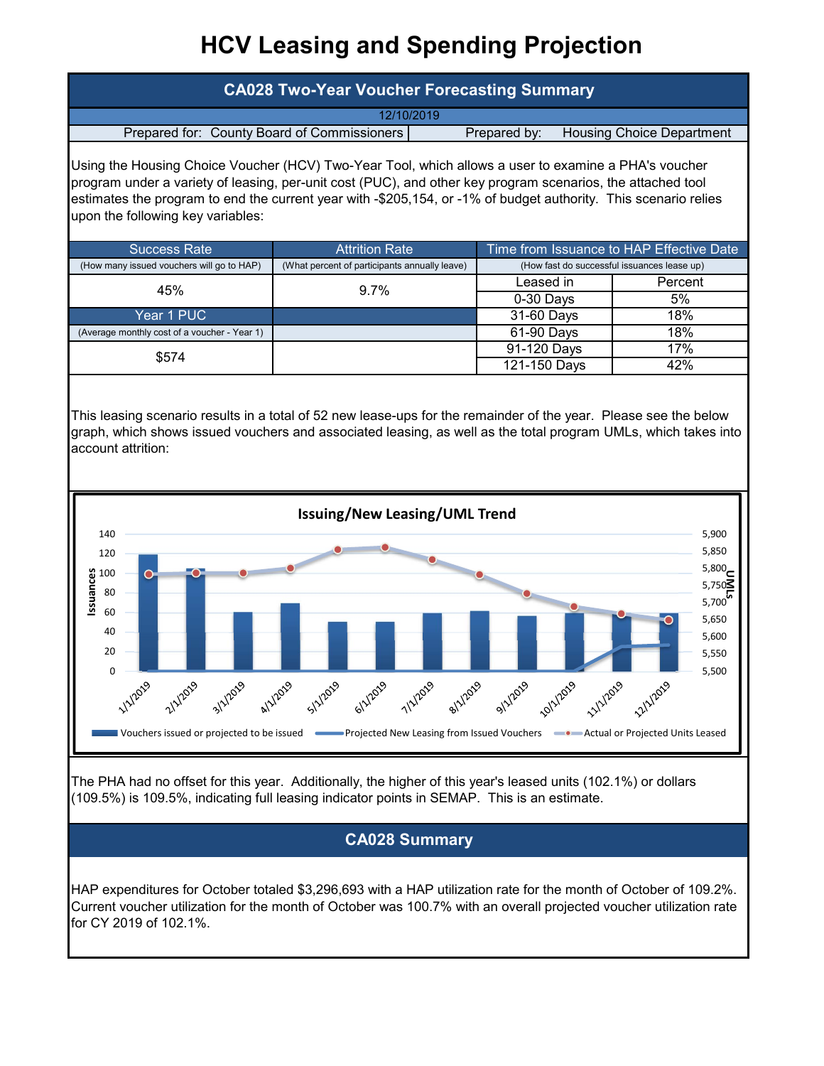# HCV Leasing and Spending Projection

## CA028 Two-Year Voucher Forecasting Summary

12/10/2019

Prepared for: County Board of Commissioners | Prepared by: Housing Choice Department

Using the Housing Choice Voucher (HCV) Two-Year Tool, which allows a user to examine a PHA's voucher program under a variety of leasing, per-unit cost (PUC), and other key program scenarios, the attached tool estimates the program to end the current year with -$205,154, or -1% of budget authority. This scenario relies upon the following key variables:

| Success Rate | Attrition Rate | Time from Issuance to HAP Effective Date | |
|---|---|---|---|
| (How many issued vouchers will go to HAP) | (What percent of participants annually leave) | (How fast do successful issuances lease up) | |
| 45% | 9.7% | Leased in | Percent |
| | | 0-30 Days | 5% |
| Year 1 PUC | | 31-60 Days | 18% |
| (Average monthly cost of a voucher - Year 1) | | 61-90 Days | 18% |
| $574 | | 91-120 Days | 17% |
| | | 121-150 Days | 42% |

This leasing scenario results in a total of 52 new lease-ups for the remainder of the year. Please see the below graph, which shows issued vouchers and associated leasing, as well as the total program UMLs, which takes into account attrition:

Issuing/New Leasing/UML Trend

Issuances: 0, 20, 40, 60, 80, 100, 120, 140

UMLs: 5,500, 5,550, 5,600, 5,650, 5,700, 5,750, 5,800, 5,850, 5,900

1/1/2019, 2/1/2019, 3/1/2019, 4/1/2019, 5/1/2019, 6/1/2019, 7/1/2019, 8/1/2019, 9/1/2019, 10/1/2019, 11/1/2019, 12/1/2019

Vouchers issued or projected to be issued | Projected New Leasing from Issued Vouchers | Actual or Projected Units Leased

The PHA had no offset for this year. Additionally, the higher of this year's leased units (102.1%) or dollars (109.5%) is 109.5%, indicating full leasing indicator points in SEMAP. This is an estimate.

## CA028 Summary

HAP expenditures for October totaled $3,296,693 with a HAP utilization rate for the month of October of 109.2%. Current voucher utilization for the month of October was 100.7% with an overall projected voucher utilization rate for CY 2019 of 102.1%.